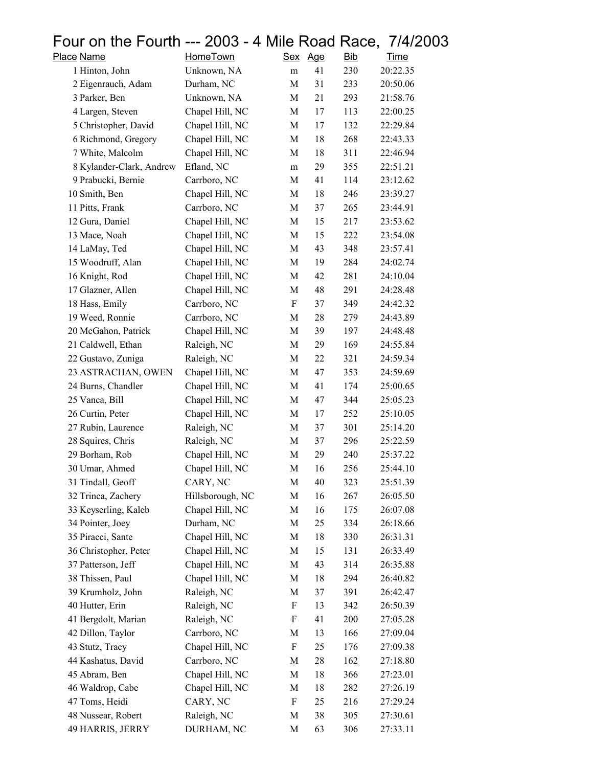# Four on the Fourth --- 2003 - 4 Mile Road Race, 7/4/2003

| Place | Name | HomeTown | Sex | Age | Bib | Time |
|---|---|---|---|---|---|---|
| 1 | Hinton, John | Unknown, NA | m | 41 | 230 | 20:22.35 |
| 2 | Eigenrauch, Adam | Durham, NC | M | 31 | 233 | 20:50.06 |
| 3 | Parker, Ben | Unknown, NA | M | 21 | 293 | 21:58.76 |
| 4 | Largen, Steven | Chapel Hill, NC | M | 17 | 113 | 22:00.25 |
| 5 | Christopher, David | Chapel Hill, NC | M | 17 | 132 | 22:29.84 |
| 6 | Richmond, Gregory | Chapel Hill, NC | M | 18 | 268 | 22:43.33 |
| 7 | White, Malcolm | Chapel Hill, NC | M | 18 | 311 | 22:46.94 |
| 8 | Kylander-Clark, Andrew | Efland, NC | m | 29 | 355 | 22:51.21 |
| 9 | Prabucki, Bernie | Carrboro, NC | M | 41 | 114 | 23:12.62 |
| 10 | Smith, Ben | Chapel Hill, NC | M | 18 | 246 | 23:39.27 |
| 11 | Pitts, Frank | Carrboro, NC | M | 37 | 265 | 23:44.91 |
| 12 | Gura, Daniel | Chapel Hill, NC | M | 15 | 217 | 23:53.62 |
| 13 | Mace, Noah | Chapel Hill, NC | M | 15 | 222 | 23:54.08 |
| 14 | LaMay, Ted | Chapel Hill, NC | M | 43 | 348 | 23:57.41 |
| 15 | Woodruff, Alan | Chapel Hill, NC | M | 19 | 284 | 24:02.74 |
| 16 | Knight, Rod | Chapel Hill, NC | M | 42 | 281 | 24:10.04 |
| 17 | Glazner, Allen | Chapel Hill, NC | M | 48 | 291 | 24:28.48 |
| 18 | Hass, Emily | Carrboro, NC | F | 37 | 349 | 24:42.32 |
| 19 | Weed, Ronnie | Carrboro, NC | M | 28 | 279 | 24:43.89 |
| 20 | McGahon, Patrick | Chapel Hill, NC | M | 39 | 197 | 24:48.48 |
| 21 | Caldwell, Ethan | Raleigh, NC | M | 29 | 169 | 24:55.84 |
| 22 | Gustavo, Zuniga | Raleigh, NC | M | 22 | 321 | 24:59.34 |
| 23 | ASTRACHAN, OWEN | Chapel Hill, NC | M | 47 | 353 | 24:59.69 |
| 24 | Burns, Chandler | Chapel Hill, NC | M | 41 | 174 | 25:00.65 |
| 25 | Vanca, Bill | Chapel Hill, NC | M | 47 | 344 | 25:05.23 |
| 26 | Curtin, Peter | Chapel Hill, NC | M | 17 | 252 | 25:10.05 |
| 27 | Rubin, Laurence | Raleigh, NC | M | 37 | 301 | 25:14.20 |
| 28 | Squires, Chris | Raleigh, NC | M | 37 | 296 | 25:22.59 |
| 29 | Borham, Rob | Chapel Hill, NC | M | 29 | 240 | 25:37.22 |
| 30 | Umar, Ahmed | Chapel Hill, NC | M | 16 | 256 | 25:44.10 |
| 31 | Tindall, Geoff | CARY, NC | M | 40 | 323 | 25:51.39 |
| 32 | Trinca, Zachery | Hillsborough, NC | M | 16 | 267 | 26:05.50 |
| 33 | Keyserling, Kaleb | Chapel Hill, NC | M | 16 | 175 | 26:07.08 |
| 34 | Pointer, Joey | Durham, NC | M | 25 | 334 | 26:18.66 |
| 35 | Piracci, Sante | Chapel Hill, NC | M | 18 | 330 | 26:31.31 |
| 36 | Christopher, Peter | Chapel Hill, NC | M | 15 | 131 | 26:33.49 |
| 37 | Patterson, Jeff | Chapel Hill, NC | M | 43 | 314 | 26:35.88 |
| 38 | Thissen, Paul | Chapel Hill, NC | M | 18 | 294 | 26:40.82 |
| 39 | Krumholz, John | Raleigh, NC | M | 37 | 391 | 26:42.47 |
| 40 | Hutter, Erin | Raleigh, NC | F | 13 | 342 | 26:50.39 |
| 41 | Bergdolt, Marian | Raleigh, NC | F | 41 | 200 | 27:05.28 |
| 42 | Dillon, Taylor | Carrboro, NC | M | 13 | 166 | 27:09.04 |
| 43 | Stutz, Tracy | Chapel Hill, NC | F | 25 | 176 | 27:09.38 |
| 44 | Kashatus, David | Carrboro, NC | M | 28 | 162 | 27:18.80 |
| 45 | Abram, Ben | Chapel Hill, NC | M | 18 | 366 | 27:23.01 |
| 46 | Waldrop, Cabe | Chapel Hill, NC | M | 18 | 282 | 27:26.19 |
| 47 | Toms, Heidi | CARY, NC | F | 25 | 216 | 27:29.24 |
| 48 | Nussear, Robert | Raleigh, NC | M | 38 | 305 | 27:30.61 |
| 49 | HARRIS, JERRY | DURHAM, NC | M | 63 | 306 | 27:33.11 |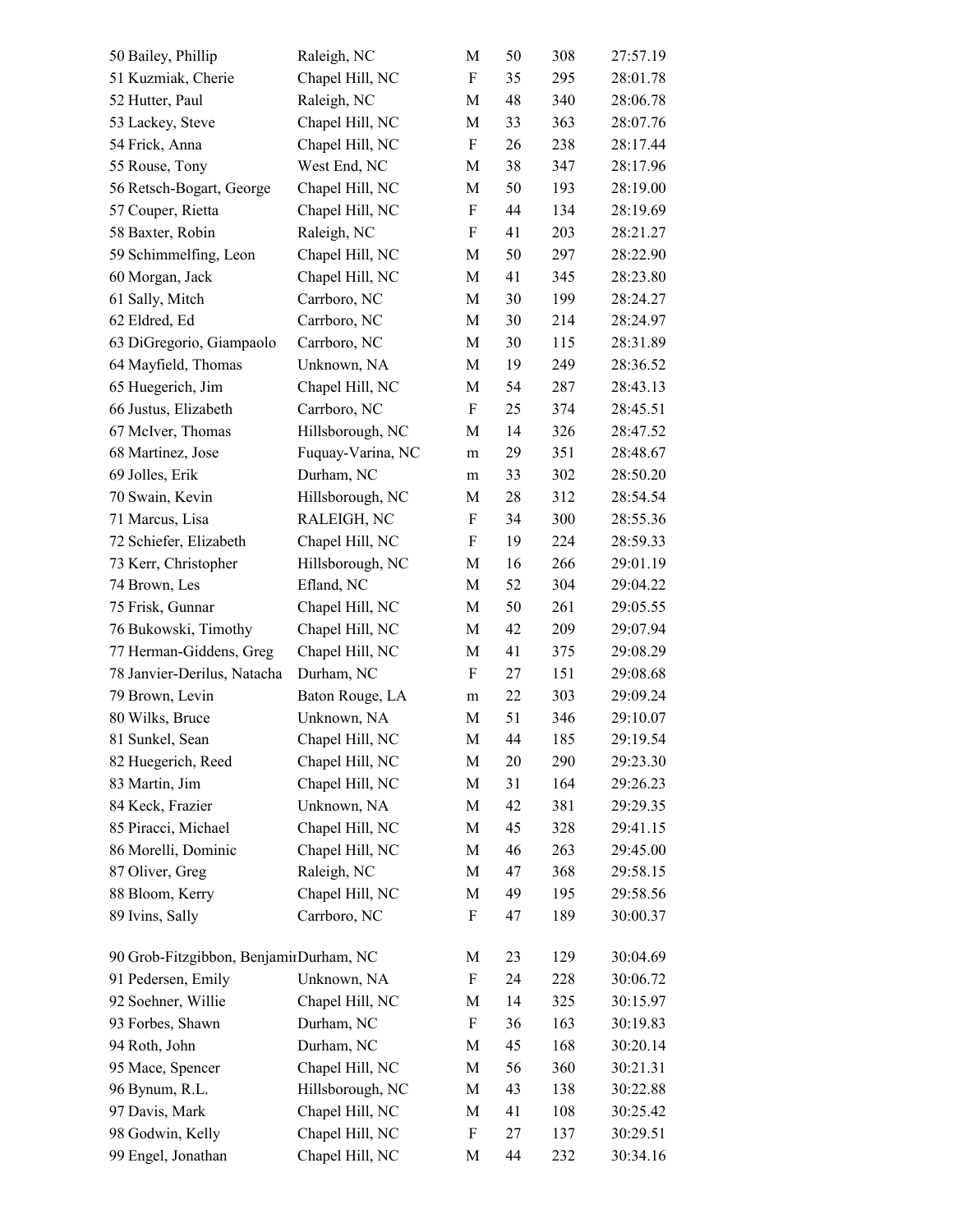| | | | | | |
|---|---|---|---|---|---|
| 50 Bailey, Phillip | Raleigh, NC | M | 50 | 308 | 27:57.19 |
| 51 Kuzmiak, Cherie | Chapel Hill, NC | F | 35 | 295 | 28:01.78 |
| 52 Hutter, Paul | Raleigh, NC | M | 48 | 340 | 28:06.78 |
| 53 Lackey, Steve | Chapel Hill, NC | M | 33 | 363 | 28:07.76 |
| 54 Frick, Anna | Chapel Hill, NC | F | 26 | 238 | 28:17.44 |
| 55 Rouse, Tony | West End, NC | M | 38 | 347 | 28:17.96 |
| 56 Retsch-Bogart, George | Chapel Hill, NC | M | 50 | 193 | 28:19.00 |
| 57 Couper, Rietta | Chapel Hill, NC | F | 44 | 134 | 28:19.69 |
| 58 Baxter, Robin | Raleigh, NC | F | 41 | 203 | 28:21.27 |
| 59 Schimmelfing, Leon | Chapel Hill, NC | M | 50 | 297 | 28:22.90 |
| 60 Morgan, Jack | Chapel Hill, NC | M | 41 | 345 | 28:23.80 |
| 61 Sally, Mitch | Carrboro, NC | M | 30 | 199 | 28:24.27 |
| 62 Eldred, Ed | Carrboro, NC | M | 30 | 214 | 28:24.97 |
| 63 DiGregorio, Giampaolo | Carrboro, NC | M | 30 | 115 | 28:31.89 |
| 64 Mayfield, Thomas | Unknown, NA | M | 19 | 249 | 28:36.52 |
| 65 Huegerich, Jim | Chapel Hill, NC | M | 54 | 287 | 28:43.13 |
| 66 Justus, Elizabeth | Carrboro, NC | F | 25 | 374 | 28:45.51 |
| 67 McIver, Thomas | Hillsborough, NC | M | 14 | 326 | 28:47.52 |
| 68 Martinez, Jose | Fuquay-Varina, NC | m | 29 | 351 | 28:48.67 |
| 69 Jolles, Erik | Durham, NC | m | 33 | 302 | 28:50.20 |
| 70 Swain, Kevin | Hillsborough, NC | M | 28 | 312 | 28:54.54 |
| 71 Marcus, Lisa | RALEIGH, NC | F | 34 | 300 | 28:55.36 |
| 72 Schiefer, Elizabeth | Chapel Hill, NC | F | 19 | 224 | 28:59.33 |
| 73 Kerr, Christopher | Hillsborough, NC | M | 16 | 266 | 29:01.19 |
| 74 Brown, Les | Efland, NC | M | 52 | 304 | 29:04.22 |
| 75 Frisk, Gunnar | Chapel Hill, NC | M | 50 | 261 | 29:05.55 |
| 76 Bukowski, Timothy | Chapel Hill, NC | M | 42 | 209 | 29:07.94 |
| 77 Herman-Giddens, Greg | Chapel Hill, NC | M | 41 | 375 | 29:08.29 |
| 78 Janvier-Derilus, Natacha | Durham, NC | F | 27 | 151 | 29:08.68 |
| 79 Brown, Levin | Baton Rouge, LA | m | 22 | 303 | 29:09.24 |
| 80 Wilks, Bruce | Unknown, NA | M | 51 | 346 | 29:10.07 |
| 81 Sunkel, Sean | Chapel Hill, NC | M | 44 | 185 | 29:19.54 |
| 82 Huegerich, Reed | Chapel Hill, NC | M | 20 | 290 | 29:23.30 |
| 83 Martin, Jim | Chapel Hill, NC | M | 31 | 164 | 29:26.23 |
| 84 Keck, Frazier | Unknown, NA | M | 42 | 381 | 29:29.35 |
| 85 Piracci, Michael | Chapel Hill, NC | M | 45 | 328 | 29:41.15 |
| 86 Morelli, Dominic | Chapel Hill, NC | M | 46 | 263 | 29:45.00 |
| 87 Oliver, Greg | Raleigh, NC | M | 47 | 368 | 29:58.15 |
| 88 Bloom, Kerry | Chapel Hill, NC | M | 49 | 195 | 29:58.56 |
| 89 Ivins, Sally | Carrboro, NC | F | 47 | 189 | 30:00.37 |
| 90 Grob-Fitzgibbon, Benjamin | Durham, NC | M | 23 | 129 | 30:04.69 |
| 91 Pedersen, Emily | Unknown, NA | F | 24 | 228 | 30:06.72 |
| 92 Soehner, Willie | Chapel Hill, NC | M | 14 | 325 | 30:15.97 |
| 93 Forbes, Shawn | Durham, NC | F | 36 | 163 | 30:19.83 |
| 94 Roth, John | Durham, NC | M | 45 | 168 | 30:20.14 |
| 95 Mace, Spencer | Chapel Hill, NC | M | 56 | 360 | 30:21.31 |
| 96 Bynum, R.L. | Hillsborough, NC | M | 43 | 138 | 30:22.88 |
| 97 Davis, Mark | Chapel Hill, NC | M | 41 | 108 | 30:25.42 |
| 98 Godwin, Kelly | Chapel Hill, NC | F | 27 | 137 | 30:29.51 |
| 99 Engel, Jonathan | Chapel Hill, NC | M | 44 | 232 | 30:34.16 |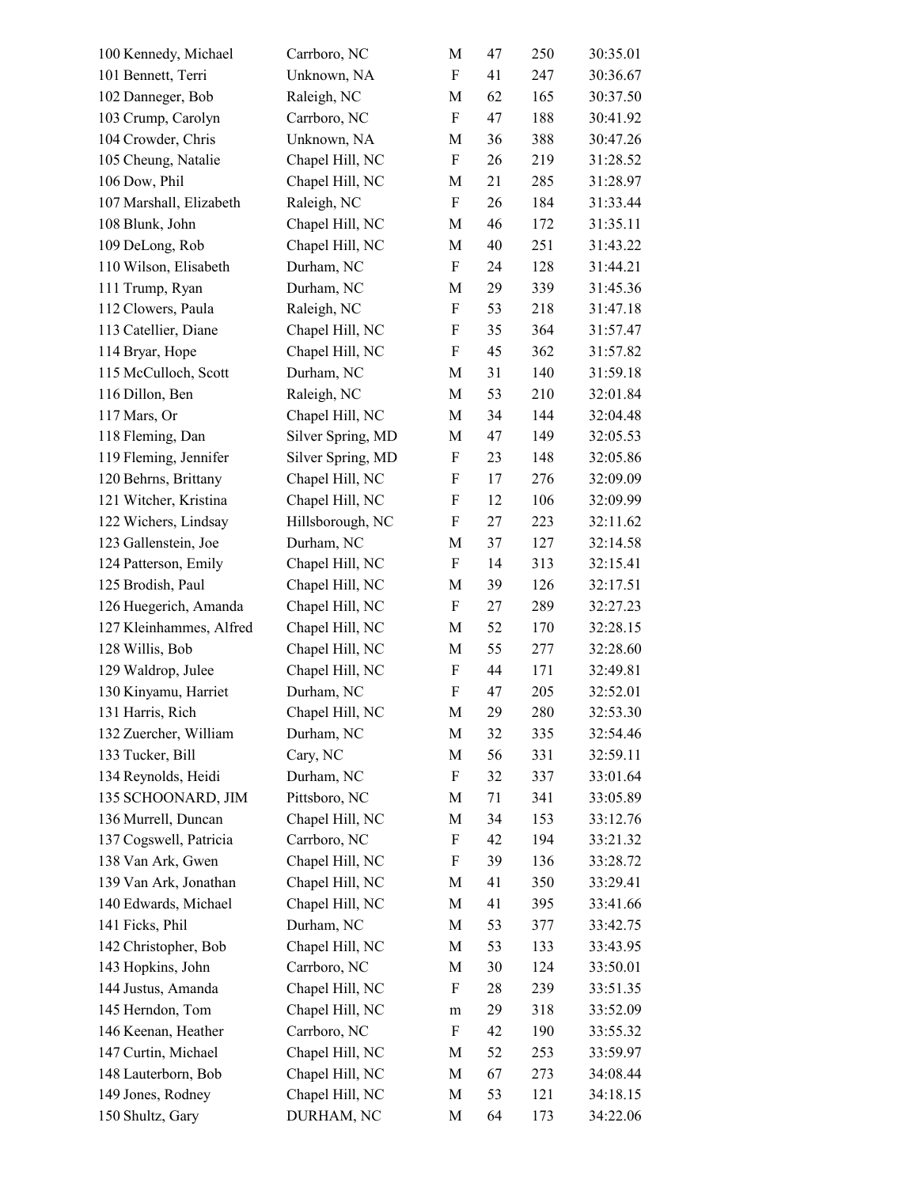| | | | | | |
|---|---|---|---|---|---|
| 100 Kennedy, Michael | Carrboro, NC | M | 47 | 250 | 30:35.01 |
| 101 Bennett, Terri | Unknown, NA | F | 41 | 247 | 30:36.67 |
| 102 Danneger, Bob | Raleigh, NC | M | 62 | 165 | 30:37.50 |
| 103 Crump, Carolyn | Carrboro, NC | F | 47 | 188 | 30:41.92 |
| 104 Crowder, Chris | Unknown, NA | M | 36 | 388 | 30:47.26 |
| 105 Cheung, Natalie | Chapel Hill, NC | F | 26 | 219 | 31:28.52 |
| 106 Dow, Phil | Chapel Hill, NC | M | 21 | 285 | 31:28.97 |
| 107 Marshall, Elizabeth | Raleigh, NC | F | 26 | 184 | 31:33.44 |
| 108 Blunk, John | Chapel Hill, NC | M | 46 | 172 | 31:35.11 |
| 109 DeLong, Rob | Chapel Hill, NC | M | 40 | 251 | 31:43.22 |
| 110 Wilson, Elisabeth | Durham, NC | F | 24 | 128 | 31:44.21 |
| 111 Trump, Ryan | Durham, NC | M | 29 | 339 | 31:45.36 |
| 112 Clowers, Paula | Raleigh, NC | F | 53 | 218 | 31:47.18 |
| 113 Catellier, Diane | Chapel Hill, NC | F | 35 | 364 | 31:57.47 |
| 114 Bryar, Hope | Chapel Hill, NC | F | 45 | 362 | 31:57.82 |
| 115 McCulloch, Scott | Durham, NC | M | 31 | 140 | 31:59.18 |
| 116 Dillon, Ben | Raleigh, NC | M | 53 | 210 | 32:01.84 |
| 117 Mars, Or | Chapel Hill, NC | M | 34 | 144 | 32:04.48 |
| 118 Fleming, Dan | Silver Spring, MD | M | 47 | 149 | 32:05.53 |
| 119 Fleming, Jennifer | Silver Spring, MD | F | 23 | 148 | 32:05.86 |
| 120 Behrns, Brittany | Chapel Hill, NC | F | 17 | 276 | 32:09.09 |
| 121 Witcher, Kristina | Chapel Hill, NC | F | 12 | 106 | 32:09.99 |
| 122 Wichers, Lindsay | Hillsborough, NC | F | 27 | 223 | 32:11.62 |
| 123 Gallenstein, Joe | Durham, NC | M | 37 | 127 | 32:14.58 |
| 124 Patterson, Emily | Chapel Hill, NC | F | 14 | 313 | 32:15.41 |
| 125 Brodish, Paul | Chapel Hill, NC | M | 39 | 126 | 32:17.51 |
| 126 Huegerich, Amanda | Chapel Hill, NC | F | 27 | 289 | 32:27.23 |
| 127 Kleinhammes, Alfred | Chapel Hill, NC | M | 52 | 170 | 32:28.15 |
| 128 Willis, Bob | Chapel Hill, NC | M | 55 | 277 | 32:28.60 |
| 129 Waldrop, Julee | Chapel Hill, NC | F | 44 | 171 | 32:49.81 |
| 130 Kinyamu, Harriet | Durham, NC | F | 47 | 205 | 32:52.01 |
| 131 Harris, Rich | Chapel Hill, NC | M | 29 | 280 | 32:53.30 |
| 132 Zuercher, William | Durham, NC | M | 32 | 335 | 32:54.46 |
| 133 Tucker, Bill | Cary, NC | M | 56 | 331 | 32:59.11 |
| 134 Reynolds, Heidi | Durham, NC | F | 32 | 337 | 33:01.64 |
| 135 SCHOONARD, JIM | Pittsboro, NC | M | 71 | 341 | 33:05.89 |
| 136 Murrell, Duncan | Chapel Hill, NC | M | 34 | 153 | 33:12.76 |
| 137 Cogswell, Patricia | Carrboro, NC | F | 42 | 194 | 33:21.32 |
| 138 Van Ark, Gwen | Chapel Hill, NC | F | 39 | 136 | 33:28.72 |
| 139 Van Ark, Jonathan | Chapel Hill, NC | M | 41 | 350 | 33:29.41 |
| 140 Edwards, Michael | Chapel Hill, NC | M | 41 | 395 | 33:41.66 |
| 141 Ficks, Phil | Durham, NC | M | 53 | 377 | 33:42.75 |
| 142 Christopher, Bob | Chapel Hill, NC | M | 53 | 133 | 33:43.95 |
| 143 Hopkins, John | Carrboro, NC | M | 30 | 124 | 33:50.01 |
| 144 Justus, Amanda | Chapel Hill, NC | F | 28 | 239 | 33:51.35 |
| 145 Herndon, Tom | Chapel Hill, NC | m | 29 | 318 | 33:52.09 |
| 146 Keenan, Heather | Carrboro, NC | F | 42 | 190 | 33:55.32 |
| 147 Curtin, Michael | Chapel Hill, NC | M | 52 | 253 | 33:59.97 |
| 148 Lauterborn, Bob | Chapel Hill, NC | M | 67 | 273 | 34:08.44 |
| 149 Jones, Rodney | Chapel Hill, NC | M | 53 | 121 | 34:18.15 |
| 150 Shultz, Gary | DURHAM, NC | M | 64 | 173 | 34:22.06 |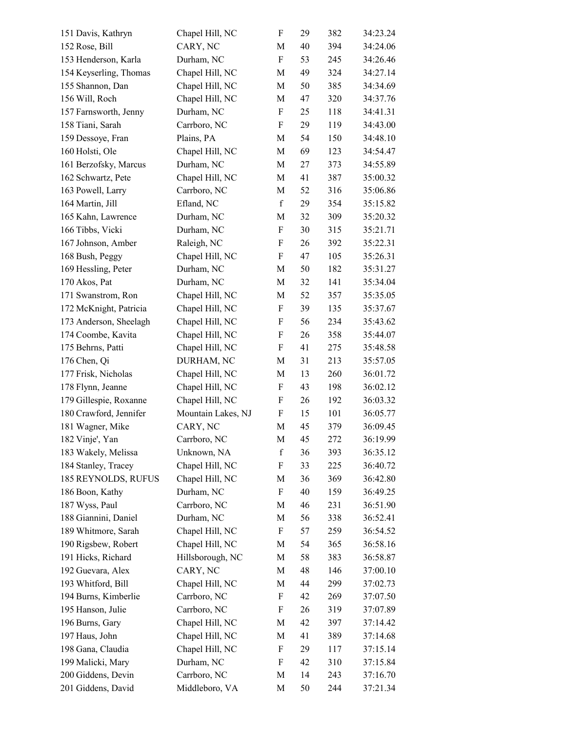| | | | | | |
|---|---|---|---|---|---|
| 151 Davis, Kathryn | Chapel Hill, NC | F | 29 | 382 | 34:23.24 |
| 152 Rose, Bill | CARY, NC | M | 40 | 394 | 34:24.06 |
| 153 Henderson, Karla | Durham, NC | F | 53 | 245 | 34:26.46 |
| 154 Keyserling, Thomas | Chapel Hill, NC | M | 49 | 324 | 34:27.14 |
| 155 Shannon, Dan | Chapel Hill, NC | M | 50 | 385 | 34:34.69 |
| 156 Will, Roch | Chapel Hill, NC | M | 47 | 320 | 34:37.76 |
| 157 Farnsworth, Jenny | Durham, NC | F | 25 | 118 | 34:41.31 |
| 158 Tiani, Sarah | Carrboro, NC | F | 29 | 119 | 34:43.00 |
| 159 Dessoye, Fran | Plains, PA | M | 54 | 150 | 34:48.10 |
| 160 Holsti, Ole | Chapel Hill, NC | M | 69 | 123 | 34:54.47 |
| 161 Berzofsky, Marcus | Durham, NC | M | 27 | 373 | 34:55.89 |
| 162 Schwartz, Pete | Chapel Hill, NC | M | 41 | 387 | 35:00.32 |
| 163 Powell, Larry | Carrboro, NC | M | 52 | 316 | 35:06.86 |
| 164 Martin, Jill | Efland, NC | f | 29 | 354 | 35:15.82 |
| 165 Kahn, Lawrence | Durham, NC | M | 32 | 309 | 35:20.32 |
| 166 Tibbs, Vicki | Durham, NC | F | 30 | 315 | 35:21.71 |
| 167 Johnson, Amber | Raleigh, NC | F | 26 | 392 | 35:22.31 |
| 168 Bush, Peggy | Chapel Hill, NC | F | 47 | 105 | 35:26.31 |
| 169 Hessling, Peter | Durham, NC | M | 50 | 182 | 35:31.27 |
| 170 Akos, Pat | Durham, NC | M | 32 | 141 | 35:34.04 |
| 171 Swanstrom, Ron | Chapel Hill, NC | M | 52 | 357 | 35:35.05 |
| 172 McKnight, Patricia | Chapel Hill, NC | F | 39 | 135 | 35:37.67 |
| 173 Anderson, Sheelagh | Chapel Hill, NC | F | 56 | 234 | 35:43.62 |
| 174 Coombe, Kavita | Chapel Hill, NC | F | 26 | 358 | 35:44.07 |
| 175 Behrns, Patti | Chapel Hill, NC | F | 41 | 275 | 35:48.58 |
| 176 Chen, Qi | DURHAM, NC | M | 31 | 213 | 35:57.05 |
| 177 Frisk, Nicholas | Chapel Hill, NC | M | 13 | 260 | 36:01.72 |
| 178 Flynn, Jeanne | Chapel Hill, NC | F | 43 | 198 | 36:02.12 |
| 179 Gillespie, Roxanne | Chapel Hill, NC | F | 26 | 192 | 36:03.32 |
| 180 Crawford, Jennifer | Mountain Lakes, NJ | F | 15 | 101 | 36:05.77 |
| 181 Wagner, Mike | CARY, NC | M | 45 | 379 | 36:09.45 |
| 182 Vinje', Yan | Carrboro, NC | M | 45 | 272 | 36:19.99 |
| 183 Wakely, Melissa | Unknown, NA | f | 36 | 393 | 36:35.12 |
| 184 Stanley, Tracey | Chapel Hill, NC | F | 33 | 225 | 36:40.72 |
| 185 REYNOLDS, RUFUS | Chapel Hill, NC | M | 36 | 369 | 36:42.80 |
| 186 Boon, Kathy | Durham, NC | F | 40 | 159 | 36:49.25 |
| 187 Wyss, Paul | Carrboro, NC | M | 46 | 231 | 36:51.90 |
| 188 Giannini, Daniel | Durham, NC | M | 56 | 338 | 36:52.41 |
| 189 Whitmore, Sarah | Chapel Hill, NC | F | 57 | 259 | 36:54.52 |
| 190 Rigsbew, Robert | Chapel Hill, NC | M | 54 | 365 | 36:58.16 |
| 191 Hicks, Richard | Hillsborough, NC | M | 58 | 383 | 36:58.87 |
| 192 Guevara, Alex | CARY, NC | M | 48 | 146 | 37:00.10 |
| 193 Whitford, Bill | Chapel Hill, NC | M | 44 | 299 | 37:02.73 |
| 194 Burns, Kimberlie | Carrboro, NC | F | 42 | 269 | 37:07.50 |
| 195 Hanson, Julie | Carrboro, NC | F | 26 | 319 | 37:07.89 |
| 196 Burns, Gary | Chapel Hill, NC | M | 42 | 397 | 37:14.42 |
| 197 Haus, John | Chapel Hill, NC | M | 41 | 389 | 37:14.68 |
| 198 Gana, Claudia | Chapel Hill, NC | F | 29 | 117 | 37:15.14 |
| 199 Malicki, Mary | Durham, NC | F | 42 | 310 | 37:15.84 |
| 200 Giddens, Devin | Carrboro, NC | M | 14 | 243 | 37:16.70 |
| 201 Giddens, David | Middleboro, VA | M | 50 | 244 | 37:21.34 |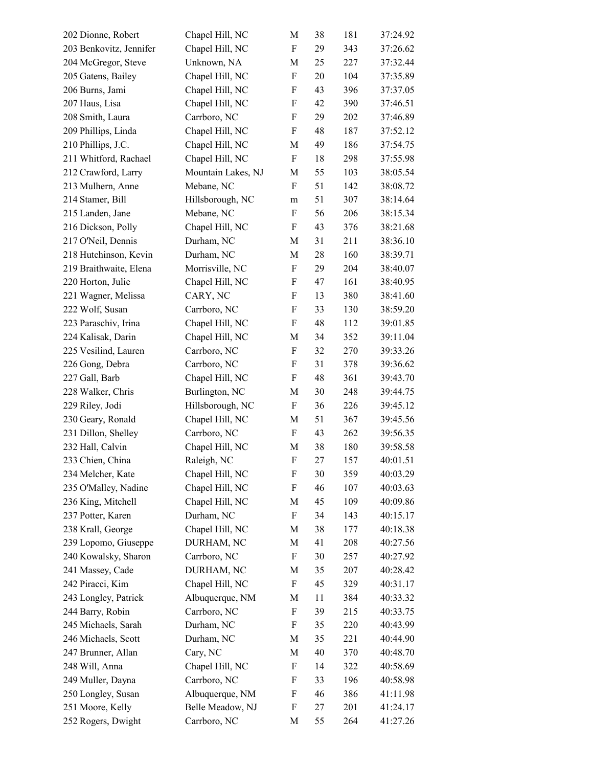| | | | | | |
|---|---|---|---|---|---|
| 202 Dionne, Robert | Chapel Hill, NC | M | 38 | 181 | 37:24.92 |
| 203 Benkovitz, Jennifer | Chapel Hill, NC | F | 29 | 343 | 37:26.62 |
| 204 McGregor, Steve | Unknown, NA | M | 25 | 227 | 37:32.44 |
| 205 Gatens, Bailey | Chapel Hill, NC | F | 20 | 104 | 37:35.89 |
| 206 Burns, Jami | Chapel Hill, NC | F | 43 | 396 | 37:37.05 |
| 207 Haus, Lisa | Chapel Hill, NC | F | 42 | 390 | 37:46.51 |
| 208 Smith, Laura | Carrboro, NC | F | 29 | 202 | 37:46.89 |
| 209 Phillips, Linda | Chapel Hill, NC | F | 48 | 187 | 37:52.12 |
| 210 Phillips, J.C. | Chapel Hill, NC | M | 49 | 186 | 37:54.75 |
| 211 Whitford, Rachael | Chapel Hill, NC | F | 18 | 298 | 37:55.98 |
| 212 Crawford, Larry | Mountain Lakes, NJ | M | 55 | 103 | 38:05.54 |
| 213 Mulhern, Anne | Mebane, NC | F | 51 | 142 | 38:08.72 |
| 214 Stamer, Bill | Hillsborough, NC | m | 51 | 307 | 38:14.64 |
| 215 Landen, Jane | Mebane, NC | F | 56 | 206 | 38:15.34 |
| 216 Dickson, Polly | Chapel Hill, NC | F | 43 | 376 | 38:21.68 |
| 217 O'Neil, Dennis | Durham, NC | M | 31 | 211 | 38:36.10 |
| 218 Hutchinson, Kevin | Durham, NC | M | 28 | 160 | 38:39.71 |
| 219 Braithwaite, Elena | Morrisville, NC | F | 29 | 204 | 38:40.07 |
| 220 Horton, Julie | Chapel Hill, NC | F | 47 | 161 | 38:40.95 |
| 221 Wagner, Melissa | CARY, NC | F | 13 | 380 | 38:41.60 |
| 222 Wolf, Susan | Carrboro, NC | F | 33 | 130 | 38:59.20 |
| 223 Paraschiv, Irina | Chapel Hill, NC | F | 48 | 112 | 39:01.85 |
| 224 Kalisak, Darin | Chapel Hill, NC | M | 34 | 352 | 39:11.04 |
| 225 Vesilind, Lauren | Carrboro, NC | F | 32 | 270 | 39:33.26 |
| 226 Gong, Debra | Carrboro, NC | F | 31 | 378 | 39:36.62 |
| 227 Gall, Barb | Chapel Hill, NC | F | 48 | 361 | 39:43.70 |
| 228 Walker, Chris | Burlington, NC | M | 30 | 248 | 39:44.75 |
| 229 Riley, Jodi | Hillsborough, NC | F | 36 | 226 | 39:45.12 |
| 230 Geary, Ronald | Chapel Hill, NC | M | 51 | 367 | 39:45.56 |
| 231 Dillon, Shelley | Carrboro, NC | F | 43 | 262 | 39:56.35 |
| 232 Hall, Calvin | Chapel Hill, NC | M | 38 | 180 | 39:58.58 |
| 233 Chien, China | Raleigh, NC | F | 27 | 157 | 40:01.51 |
| 234 Melcher, Kate | Chapel Hill, NC | F | 30 | 359 | 40:03.29 |
| 235 O'Malley, Nadine | Chapel Hill, NC | F | 46 | 107 | 40:03.63 |
| 236 King, Mitchell | Chapel Hill, NC | M | 45 | 109 | 40:09.86 |
| 237 Potter, Karen | Durham, NC | F | 34 | 143 | 40:15.17 |
| 238 Krall, George | Chapel Hill, NC | M | 38 | 177 | 40:18.38 |
| 239 Lopomo, Giuseppe | DURHAM, NC | M | 41 | 208 | 40:27.56 |
| 240 Kowalsky, Sharon | Carrboro, NC | F | 30 | 257 | 40:27.92 |
| 241 Massey, Cade | DURHAM, NC | M | 35 | 207 | 40:28.42 |
| 242 Piracci, Kim | Chapel Hill, NC | F | 45 | 329 | 40:31.17 |
| 243 Longley, Patrick | Albuquerque, NM | M | 11 | 384 | 40:33.32 |
| 244 Barry, Robin | Carrboro, NC | F | 39 | 215 | 40:33.75 |
| 245 Michaels, Sarah | Durham, NC | F | 35 | 220 | 40:43.99 |
| 246 Michaels, Scott | Durham, NC | M | 35 | 221 | 40:44.90 |
| 247 Brunner, Allan | Cary, NC | M | 40 | 370 | 40:48.70 |
| 248 Will, Anna | Chapel Hill, NC | F | 14 | 322 | 40:58.69 |
| 249 Muller, Dayna | Carrboro, NC | F | 33 | 196 | 40:58.98 |
| 250 Longley, Susan | Albuquerque, NM | F | 46 | 386 | 41:11.98 |
| 251 Moore, Kelly | Belle Meadow, NJ | F | 27 | 201 | 41:24.17 |
| 252 Rogers, Dwight | Carrboro, NC | M | 55 | 264 | 41:27.26 |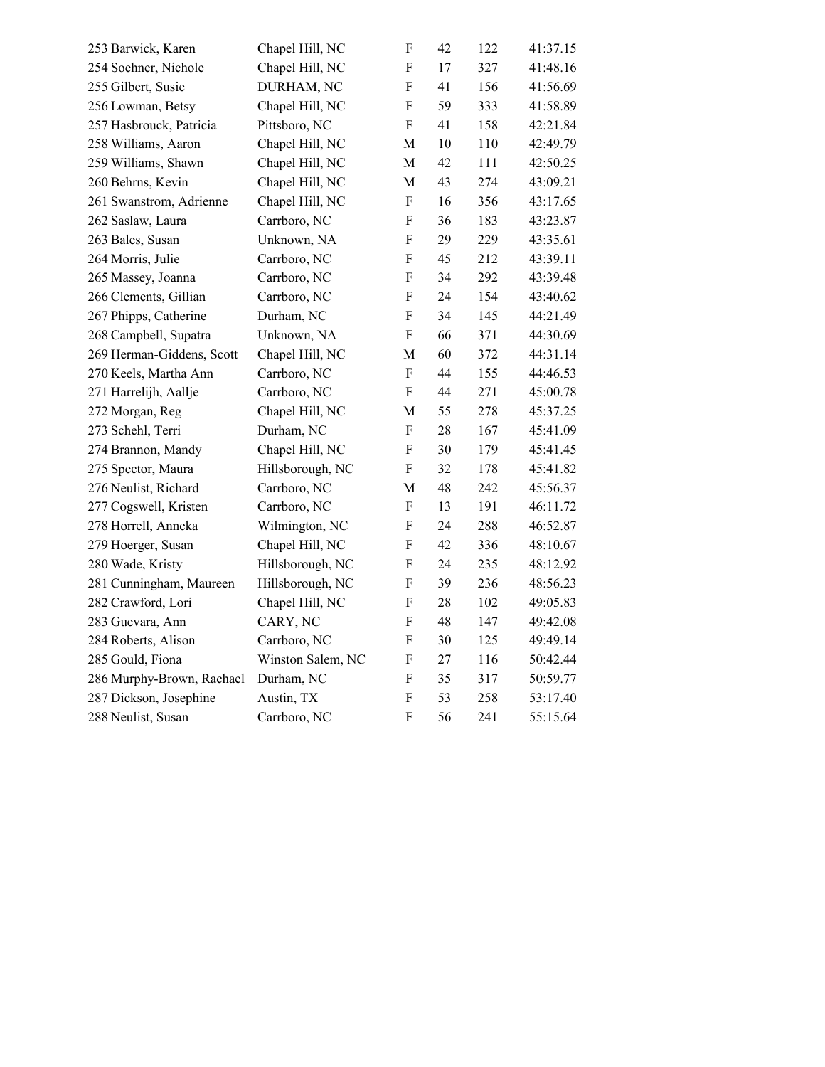| | | | | | |
|---|---|---|---|---|---|
| 253 Barwick, Karen | Chapel Hill, NC | F | 42 | 122 | 41:37.15 |
| 254 Soehner, Nichole | Chapel Hill, NC | F | 17 | 327 | 41:48.16 |
| 255 Gilbert, Susie | DURHAM, NC | F | 41 | 156 | 41:56.69 |
| 256 Lowman, Betsy | Chapel Hill, NC | F | 59 | 333 | 41:58.89 |
| 257 Hasbrouck, Patricia | Pittsboro, NC | F | 41 | 158 | 42:21.84 |
| 258 Williams, Aaron | Chapel Hill, NC | M | 10 | 110 | 42:49.79 |
| 259 Williams, Shawn | Chapel Hill, NC | M | 42 | 111 | 42:50.25 |
| 260 Behrns, Kevin | Chapel Hill, NC | M | 43 | 274 | 43:09.21 |
| 261 Swanstrom, Adrienne | Chapel Hill, NC | F | 16 | 356 | 43:17.65 |
| 262 Saslaw, Laura | Carrboro, NC | F | 36 | 183 | 43:23.87 |
| 263 Bales, Susan | Unknown, NA | F | 29 | 229 | 43:35.61 |
| 264 Morris, Julie | Carrboro, NC | F | 45 | 212 | 43:39.11 |
| 265 Massey, Joanna | Carrboro, NC | F | 34 | 292 | 43:39.48 |
| 266 Clements, Gillian | Carrboro, NC | F | 24 | 154 | 43:40.62 |
| 267 Phipps, Catherine | Durham, NC | F | 34 | 145 | 44:21.49 |
| 268 Campbell, Supatra | Unknown, NA | F | 66 | 371 | 44:30.69 |
| 269 Herman-Giddens, Scott | Chapel Hill, NC | M | 60 | 372 | 44:31.14 |
| 270 Keels, Martha Ann | Carrboro, NC | F | 44 | 155 | 44:46.53 |
| 271 Harrelijh, Aallje | Carrboro, NC | F | 44 | 271 | 45:00.78 |
| 272 Morgan, Reg | Chapel Hill, NC | M | 55 | 278 | 45:37.25 |
| 273 Schehl, Terri | Durham, NC | F | 28 | 167 | 45:41.09 |
| 274 Brannon, Mandy | Chapel Hill, NC | F | 30 | 179 | 45:41.45 |
| 275 Spector, Maura | Hillsborough, NC | F | 32 | 178 | 45:41.82 |
| 276 Neulist, Richard | Carrboro, NC | M | 48 | 242 | 45:56.37 |
| 277 Cogswell, Kristen | Carrboro, NC | F | 13 | 191 | 46:11.72 |
| 278 Horrell, Anneka | Wilmington, NC | F | 24 | 288 | 46:52.87 |
| 279 Hoerger, Susan | Chapel Hill, NC | F | 42 | 336 | 48:10.67 |
| 280 Wade, Kristy | Hillsborough, NC | F | 24 | 235 | 48:12.92 |
| 281 Cunningham, Maureen | Hillsborough, NC | F | 39 | 236 | 48:56.23 |
| 282 Crawford, Lori | Chapel Hill, NC | F | 28 | 102 | 49:05.83 |
| 283 Guevara, Ann | CARY, NC | F | 48 | 147 | 49:42.08 |
| 284 Roberts, Alison | Carrboro, NC | F | 30 | 125 | 49:49.14 |
| 285 Gould, Fiona | Winston Salem, NC | F | 27 | 116 | 50:42.44 |
| 286 Murphy-Brown, Rachael | Durham, NC | F | 35 | 317 | 50:59.77 |
| 287 Dickson, Josephine | Austin, TX | F | 53 | 258 | 53:17.40 |
| 288 Neulist, Susan | Carrboro, NC | F | 56 | 241 | 55:15.64 |